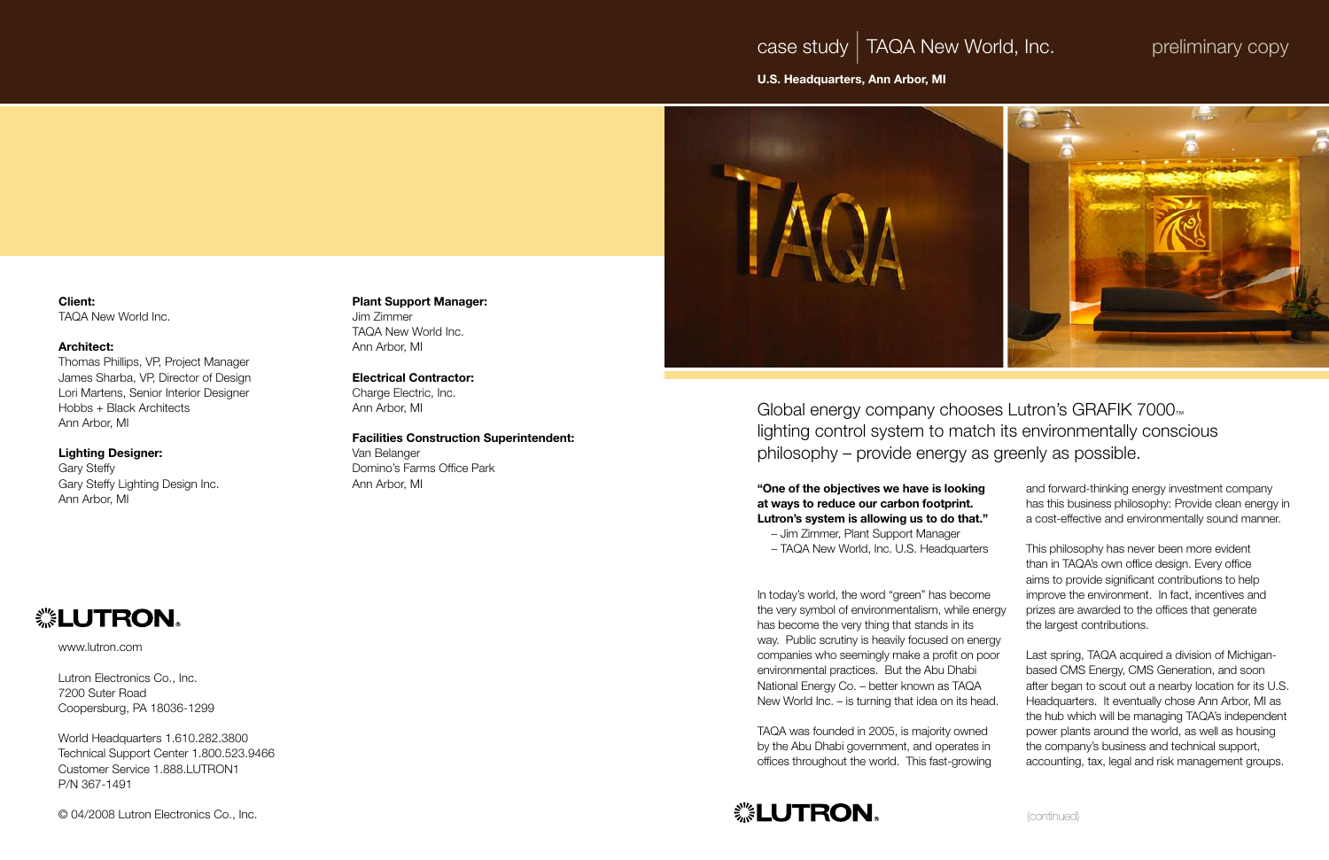# case study | TAQA New World, Inc.

preliminary copy

**U.S. Headquarters, Ann Arbor, MI**

**Client:**
TAQA New World Inc.

**Architect:**
Thomas Phillips, VP, Project Manager
James Sharba, VP, Director of Design
Lori Martens, Senior Interior Designer
Hobbs + Black Architects
Ann Arbor, MI

**Lighting Designer:**
Gary Steffy
Gary Steffy Lighting Design Inc.
Ann Arbor, MI

**Plant Support Manager:**
Jim Zimmer
TAQA New World Inc.
Ann Arbor, MI

**Electrical Contractor:**
Charge Electric, Inc.
Ann Arbor, MI

**Facilities Construction Superintendent:**
Van Belanger
Domino's Farms Office Park
Ann Arbor, MI

## Global energy company chooses Lutron's GRAFIK 7000™ lighting control system to match its environmentally conscious philosophy – provide energy as greenly as possible.

**"One of the objectives we have is looking at ways to reduce our carbon footprint. Lutron's system is allowing us to do that."**
– Jim Zimmer, Plant Support Manager
– TAQA New World, Inc. U.S. Headquarters

In today's world, the word "green" has become the very symbol of environmentalism, while energy has become the very thing that stands in its way. Public scrutiny is heavily focused on energy companies who seemingly make a profit on poor environmental practices. But the Abu Dhabi National Energy Co. – better known as TAQA New World Inc. – is turning that idea on its head.

TAQA was founded in 2005, is majority owned by the Abu Dhabi government, and operates in offices throughout the world. This fast-growing and forward-thinking energy investment company has this business philosophy: Provide clean energy in a cost-effective and environmentally sound manner.

This philosophy has never been more evident than in TAQA's own office design. Every office aims to provide significant contributions to help improve the environment. In fact, incentives and prizes are awarded to the offices that generate the largest contributions.

Last spring, TAQA acquired a division of Michigan-based CMS Energy, CMS Generation, and soon after began to scout out a nearby location for its U.S. Headquarters. It eventually chose Ann Arbor, MI as the hub which will be managing TAQA's independent power plants around the world, as well as housing the company's business and technical support, accounting, tax, legal and risk management groups.

(continued)

LUTRON

www.lutron.com

Lutron Electronics Co., Inc.
7200 Suter Road
Coopersburg, PA 18036-1299

World Headquarters 1.610.282.3800
Technical Support Center 1.800.523.9466
Customer Service 1.888.LUTRON1
P/N 367-1491

© 04/2008 Lutron Electronics Co., Inc.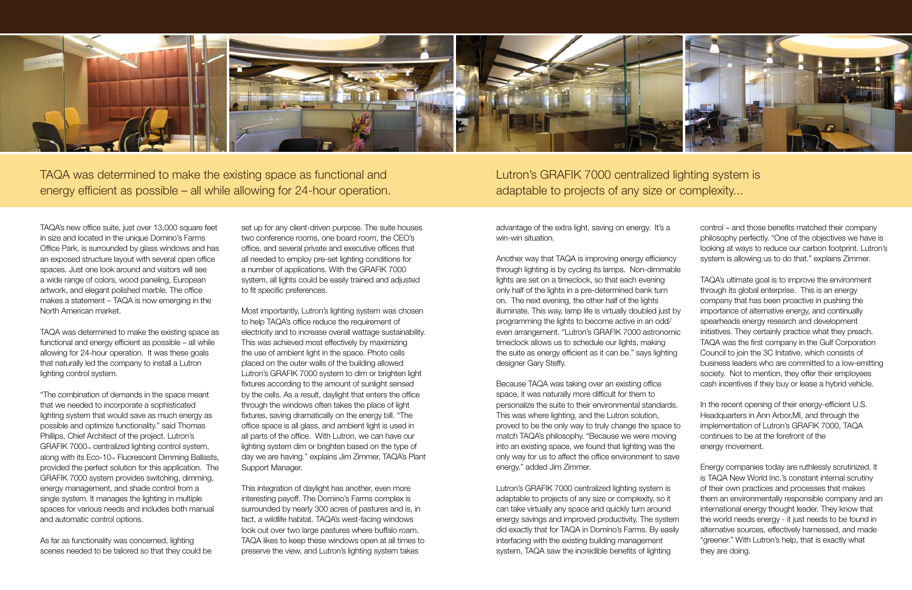TAQA was determined to make the existing space as functional and energy efficient as possible – all while allowing for 24-hour operation.

Lutron's GRAFIK 7000 centralized lighting system is adaptable to projects of any size or complexity...

TAQA's new office suite, just over 13,000 square feet in size and located in the unique Domino's Farms Office Park, is surrounded by glass windows and has an exposed structure layout with several open office spaces. Just one look around and visitors will see a wide range of colors, wood paneling, European artwork, and elegant polished marble. The office makes a statement – TAQA is now emerging in the North American market.

TAQA was determined to make the existing space as functional and energy efficient as possible – all while allowing for 24-hour operation. It was these goals that naturally led the company to install a Lutron lighting control system.

"The combination of demands in the space meant that we needed to incorporate a sophisticated lighting system that would save as much energy as possible and optimize functionality." said Thomas Phillips, Chief Architect of the project. Lutron's GRAFIK 7000™ centralized lighting control system, along with its Eco-10™ Fluorescent Dimming Ballasts, provided the perfect solution for this application. The GRAFIK 7000 system provides switching, dimming, energy management, and shade control from a single system. It manages the lighting in multiple spaces for various needs and includes both manual and automatic control options.

As far as functionality was concerned, lighting scenes needed to be tailored so that they could be set up for any client-driven purpose. The suite houses two conference rooms, one board room, the CEO's office, and several private and executive offices that all needed to employ pre-set lighting conditions for a number of applications. With the GRAFIK 7000 system, all lights could be easily trained and adjusted to fit specific preferences.

Most importantly, Lutron's lighting system was chosen to help TAQA's office reduce the requirement of electricity and to increase overall wattage sustainability. This was achieved most effectively by maximizing the use of ambient light in the space. Photo cells placed on the outer walls of the building allowed Lutron's GRAFIK 7000 system to dim or brighten light fixtures according to the amount of sunlight sensed by the cells. As a result, daylight that enters the office through the windows often takes the place of light fixtures, saving dramatically on the energy bill. "The office space is all glass, and ambient light is used in all parts of the office. With Lutron, we can have our lighting system dim or brighten based on the type of day we are having." explains Jim Zimmer, TAQA's Plant Support Manager.

This integration of daylight has another, even more interesting payoff. The Domino's Farms complex is surrounded by nearly 300 acres of pastures and is, in fact, a wildlife habitat. TAQA's west-facing windows look out over two large pastures where buffalo roam. TAQA likes to keep these windows open at all times to preserve the view, and Lutron's lighting system takes advantage of the extra light, saving on energy. It's a win-win situation.

Another way that TAQA is improving energy efficiency through lighting is by cycling its lamps. Non-dimmable lights are set on a timeclock, so that each evening only half of the lights in a pre-determined bank turn on. The next evening, the other half of the lights illuminate. This way, lamp life is virtually doubled just by programming the lights to become active in an odd/even arrangement. "Lutron's GRAFIK 7000 astronomic timeclock allows us to schedule our lights, making the suite as energy efficient as it can be." says lighting designer Gary Steffy.

Because TAQA was taking over an existing office space, it was naturally more difficult for them to personalize the suite to their environmental standards. This was where lighting, and the Lutron solution, proved to be the only way to truly change the space to match TAQA's philosophy. "Because we were moving into an existing space, we found that lighting was the only way for us to affect the office environment to save energy." added Jim Zimmer.

Lutron's GRAFIK 7000 centralized lighting system is adaptable to projects of any size or complexity, so it can take virtually any space and quickly turn around energy savings and improved productivity. The system did exactly that for TAQA in Domino's Farms. By easily interfacing with the existing building management system, TAQA saw the incredible benefits of lighting control – and those benefits matched their company philosophy perfectly. "One of the objectives we have is looking at ways to reduce our carbon footprint. Lutron's system is allowing us to do that." explains Zimmer.

TAQA's ultimate goal is to improve the environment through its global enterprise. This is an energy company that has been proactive in pushing the importance of alternative energy, and continually spearheads energy research and development initiatives. They certainly practice what they preach. TAQA was the first company in the Gulf Corporation Council to join the 3C Initative, which consists of business leaders who are committed to a low-emitting society. Not to mention, they offer their employees cash incentives if they buy or lease a hybrid vehicle.

In the recent opening of their energy-efficient U.S. Headquarters in Ann Arbor,MI, and through the implementation of Lutron's GRAFIK 7000, TAQA continues to be at the forefront of the energy movement.

Energy companies today are ruthlessly scrutinized. It is TAQA New World Inc.'s constant internal scrutiny of their own practices and processes that makes them an environmentally responsible company and an international energy thought leader. They know that the world needs energy - it just needs to be found in alternative sources, effectively harnessed, and made "greener." With Lutron's help, that is exactly what they are doing.